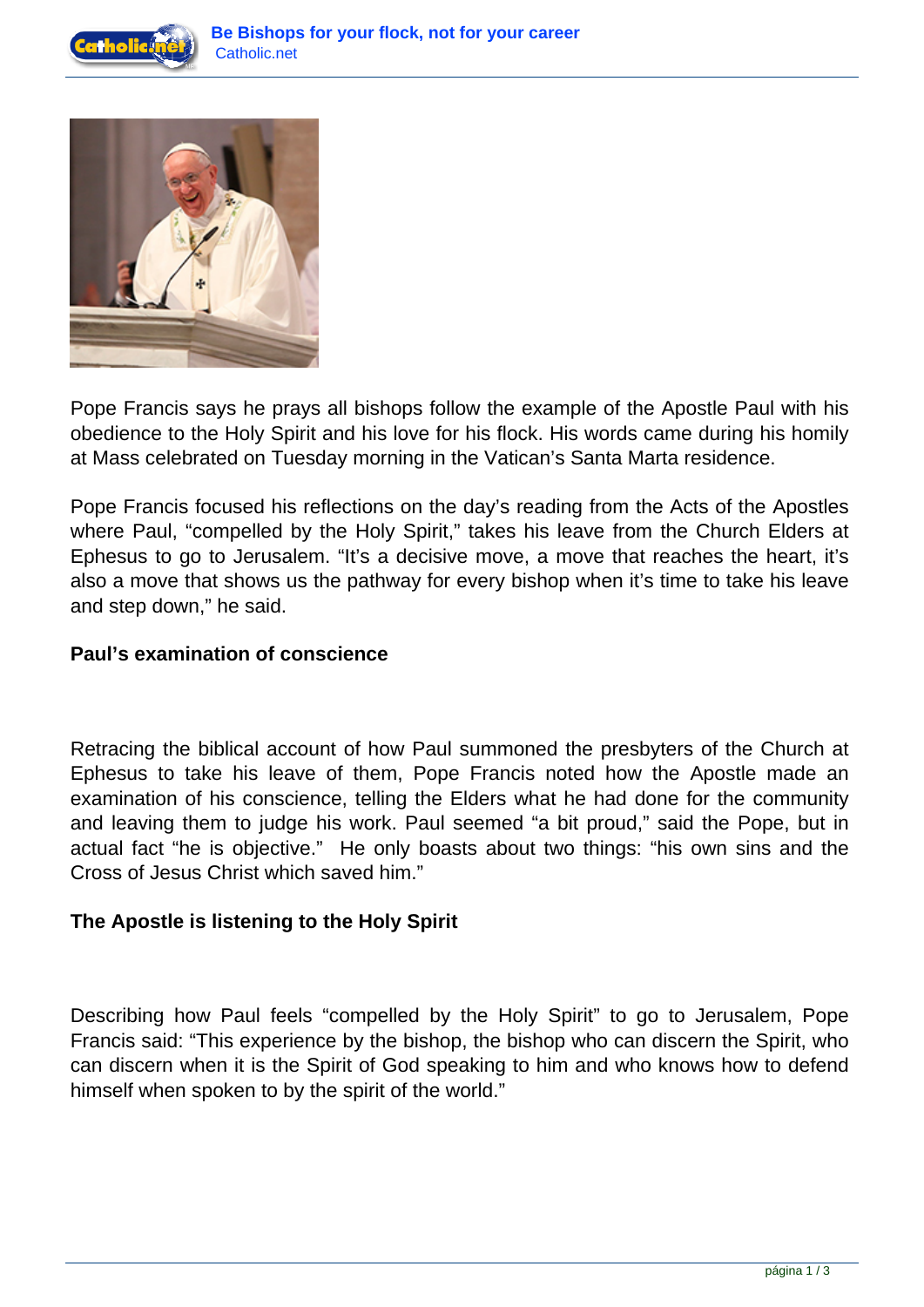Pope Francis says he prays all bishops follow the example of the Apostle Paul with his obedience to the Holy Spirit and his love for his flock. His words came during his homily at Mass celebrated on Tuesday morning in the Vatican's Santa Marta residence.

Pope Francis focused his reflections on the day's reading from the Acts of the Apostles where Paul, "compelled by the Holy Spirit," takes his leave from the Church Elders at Ephesus to go to Jerusalem. "It's a decisive move, a move that reaches the heart, it's also a move that shows us the pathway for every bishop when it's time to take his leave and step down," he said.

**Paul's examination of conscience**

Retracing the biblical account of how Paul summoned the presbyters of the Church at Ephesus to take his leave of them, Pope Francis noted how the Apostle made an examination of his conscience, telling the Elders what he had done for the community and leaving them to judge his work. Paul seemed "a bit proud," said the Pope, but in actual fact "he is objective." He only boasts about two things: "his own sins and the Cross of Jesus Christ which saved him."

**The Apostle is listening to the Holy Spirit**

Describing how Paul feels "compelled by the Holy Spirit" to go to Jerusalem, Pope Francis said: "This experience by the bishop, the bishop who can discern the Spirit, who can discern when it is the Spirit of God speaking to him and who knows how to defend himself when spoken to by the spirit of the world."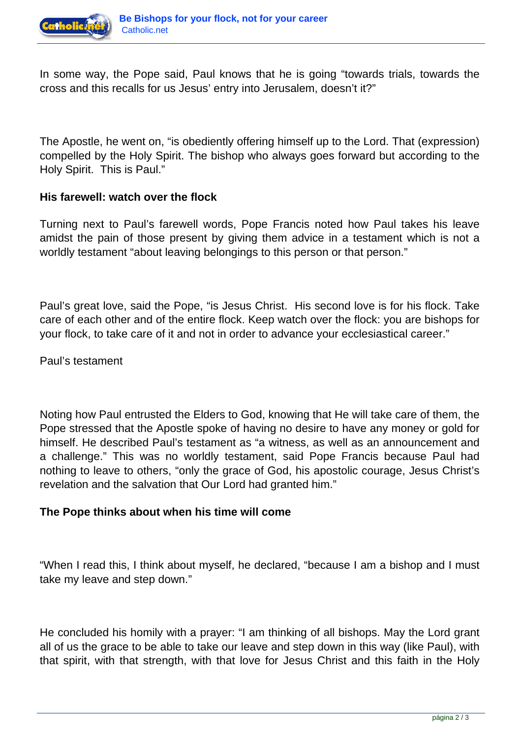In some way, the Pope said, Paul knows that he is going “towards trials, towards the cross and this recalls for us Jesus’ entry into Jerusalem, doesn’t it?”

The Apostle, he went on, “is obediently offering himself up to the Lord. That (expression) compelled by the Holy Spirit. The bishop who always goes forward but according to the Holy Spirit. This is Paul.”

**His farewell: watch over the flock**

Turning next to Paul’s farewell words, Pope Francis noted how Paul takes his leave amidst the pain of those present by giving them advice in a testament which is not a worldly testament “about leaving belongings to this person or that person.”

Paul’s great love, said the Pope, “is Jesus Christ. His second love is for his flock. Take care of each other and of the entire flock. Keep watch over the flock: you are bishops for your flock, to take care of it and not in order to advance your ecclesiastical career.”

Paul’s testament

Noting how Paul entrusted the Elders to God, knowing that He will take care of them, the Pope stressed that the Apostle spoke of having no desire to have any money or gold for himself. He described Paul’s testament as “a witness, as well as an announcement and a challenge.” This was no worldly testament, said Pope Francis because Paul had nothing to leave to others, “only the grace of God, his apostolic courage, Jesus Christ’s revelation and the salvation that Our Lord had granted him.”

**The Pope thinks about when his time will come**

“When I read this, I think about myself, he declared, “because I am a bishop and I must take my leave and step down.”

He concluded his homily with a prayer: “I am thinking of all bishops. May the Lord grant all of us the grace to be able to take our leave and step down in this way (like Paul), with that spirit, with that strength, with that love for Jesus Christ and this faith in the Holy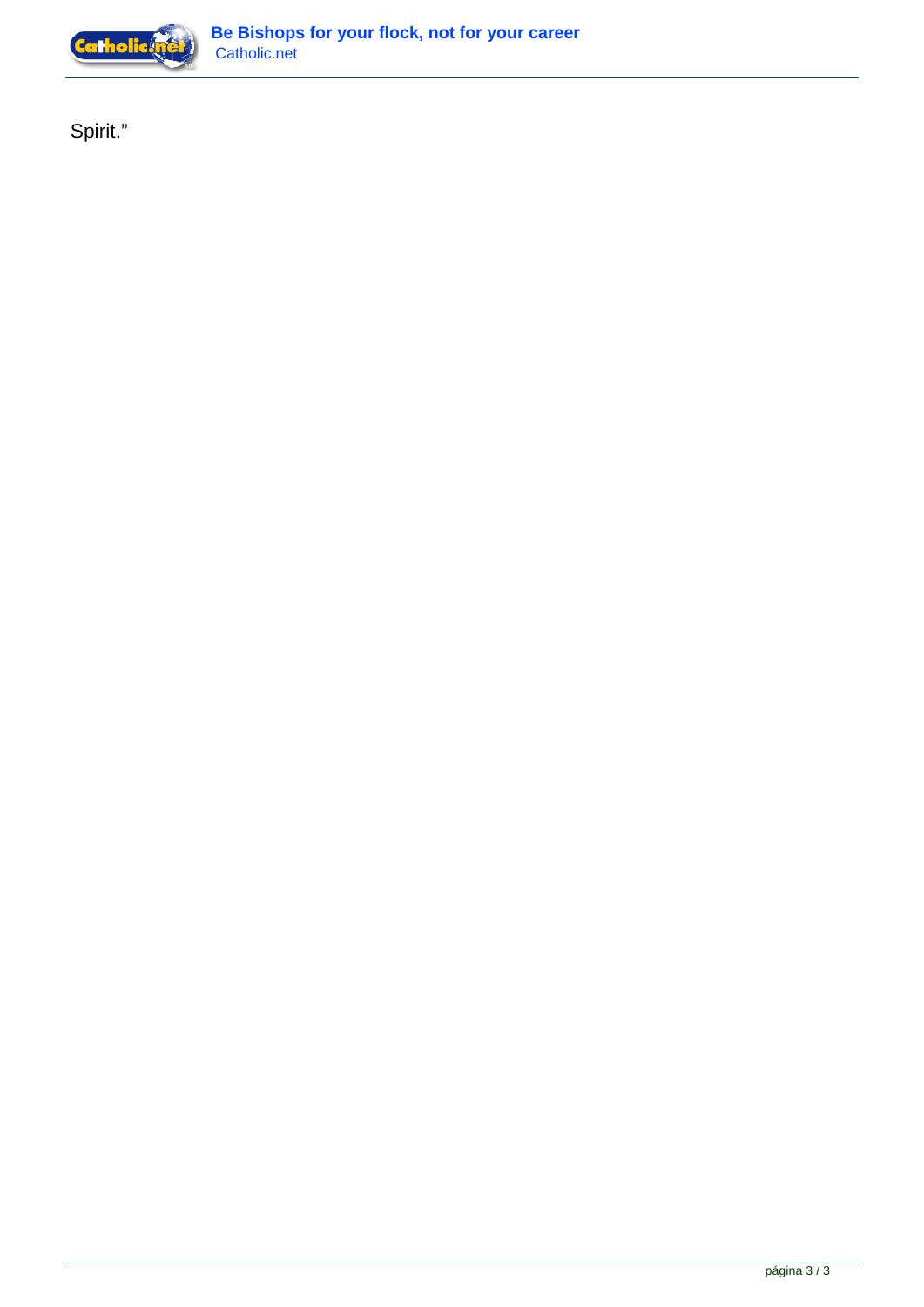Spirit."